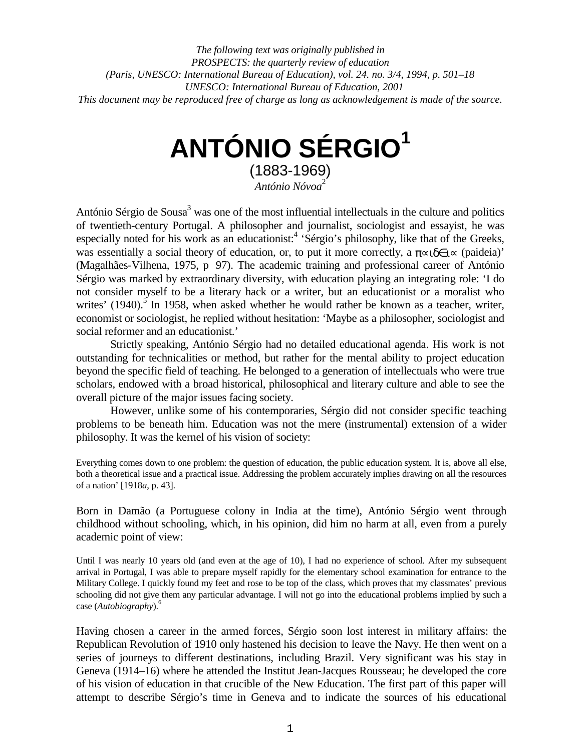*The following text was originally published in*
*PROSPECTS: the quarterly review of education*
*(Paris, UNESCO: International Bureau of Education), vol. 24. no. 3/4, 1994, p. 501–18*
*UNESCO: International Bureau of Education, 2001*
*This document may be reproduced free of charge as long as acknowledgement is made of the source.*

# ANTÓNIO SÉRGIO[1]

(1883-1969)

*António Nóvoa*[2]

António Sérgio de Sousa[3] was one of the most influential intellectuals in the culture and politics of twentieth-century Portugal. A philosopher and journalist, sociologist and essayist, he was especially noted for his work as an educationist:[4] 'Sérgio's philosophy, like that of the Greeks, was essentially a social theory of education, or, to put it more correctly, a παιδεια (paideia)' (Magalhães-Vilhena, 1975, p 97). The academic training and professional career of António Sérgio was marked by extraordinary diversity, with education playing an integrating role: 'I do not consider myself to be a literary hack or a writer, but an educationist or a moralist who writes' (1940).[5] In 1958, when asked whether he would rather be known as a teacher, writer, economist or sociologist, he replied without hesitation: 'Maybe as a philosopher, sociologist and social reformer and an educationist.'

Strictly speaking, António Sérgio had no detailed educational agenda. His work is not outstanding for technicalities or method, but rather for the mental ability to project education beyond the specific field of teaching. He belonged to a generation of intellectuals who were true scholars, endowed with a broad historical, philosophical and literary culture and able to see the overall picture of the major issues facing society.

However, unlike some of his contemporaries, Sérgio did not consider specific teaching problems to be beneath him. Education was not the mere (instrumental) extension of a wider philosophy. It was the kernel of his vision of society:

> Everything comes down to one problem: the question of education, the public education system. It is, above all else, both a theoretical issue and a practical issue. Addressing the problem accurately implies drawing on all the resources of a nation' [1918*a*, p. 43].

Born in Damão (a Portuguese colony in India at the time), António Sérgio went through childhood without schooling, which, in his opinion, did him no harm at all, even from a purely academic point of view:

> Until I was nearly 10 years old (and even at the age of 10), I had no experience of school. After my subsequent arrival in Portugal, I was able to prepare myself rapidly for the elementary school examination for entrance to the Military College. I quickly found my feet and rose to be top of the class, which proves that my classmates' previous schooling did not give them any particular advantage. I will not go into the educational problems implied by such a case (*Autobiography*).[6]

Having chosen a career in the armed forces, Sérgio soon lost interest in military affairs: the Republican Revolution of 1910 only hastened his decision to leave the Navy. He then went on a series of journeys to different destinations, including Brazil. Very significant was his stay in Geneva (1914–16) where he attended the Institut Jean-Jacques Rousseau; he developed the core of his vision of education in that crucible of the New Education. The first part of this paper will attempt to describe Sérgio's time in Geneva and to indicate the sources of his educational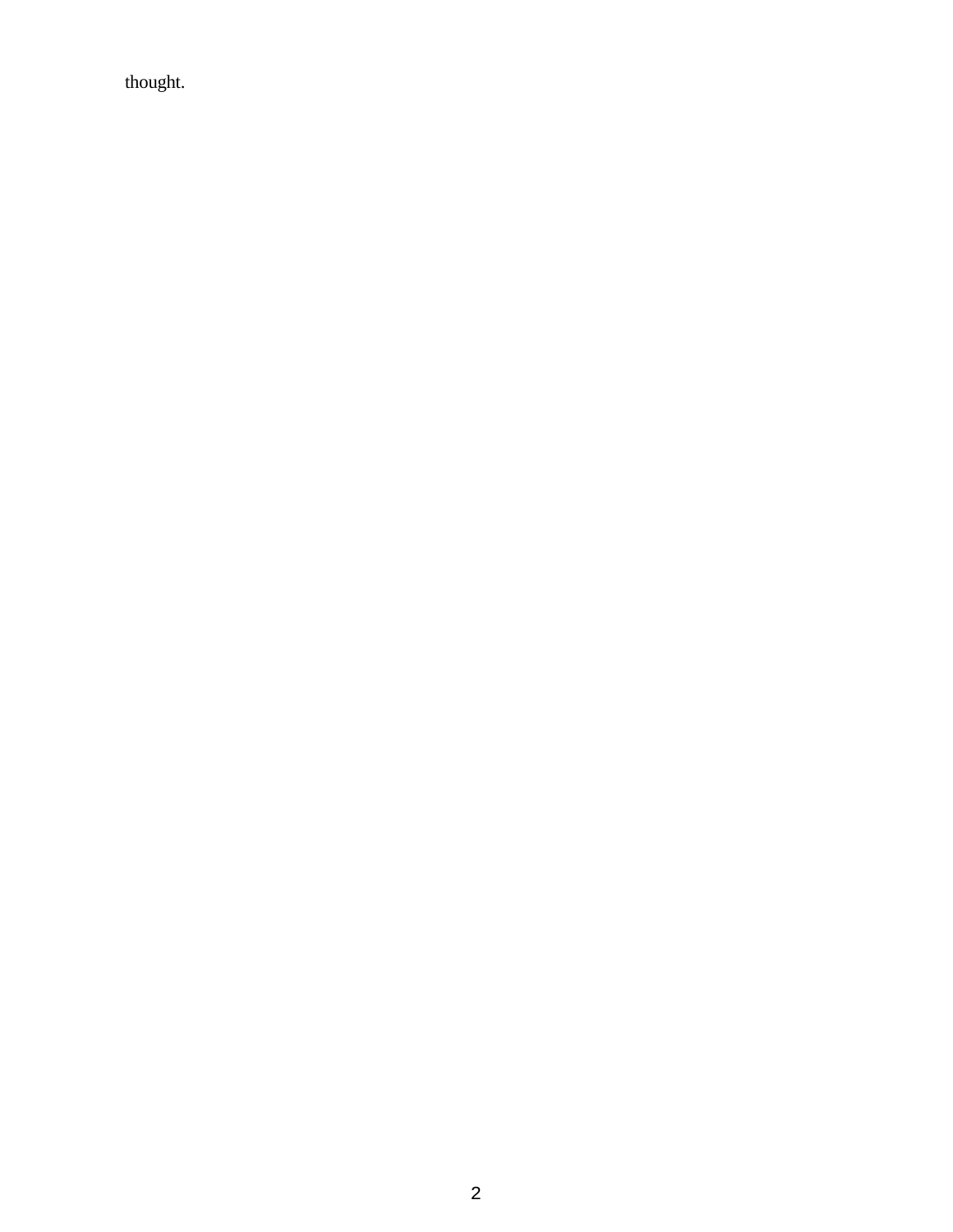thought.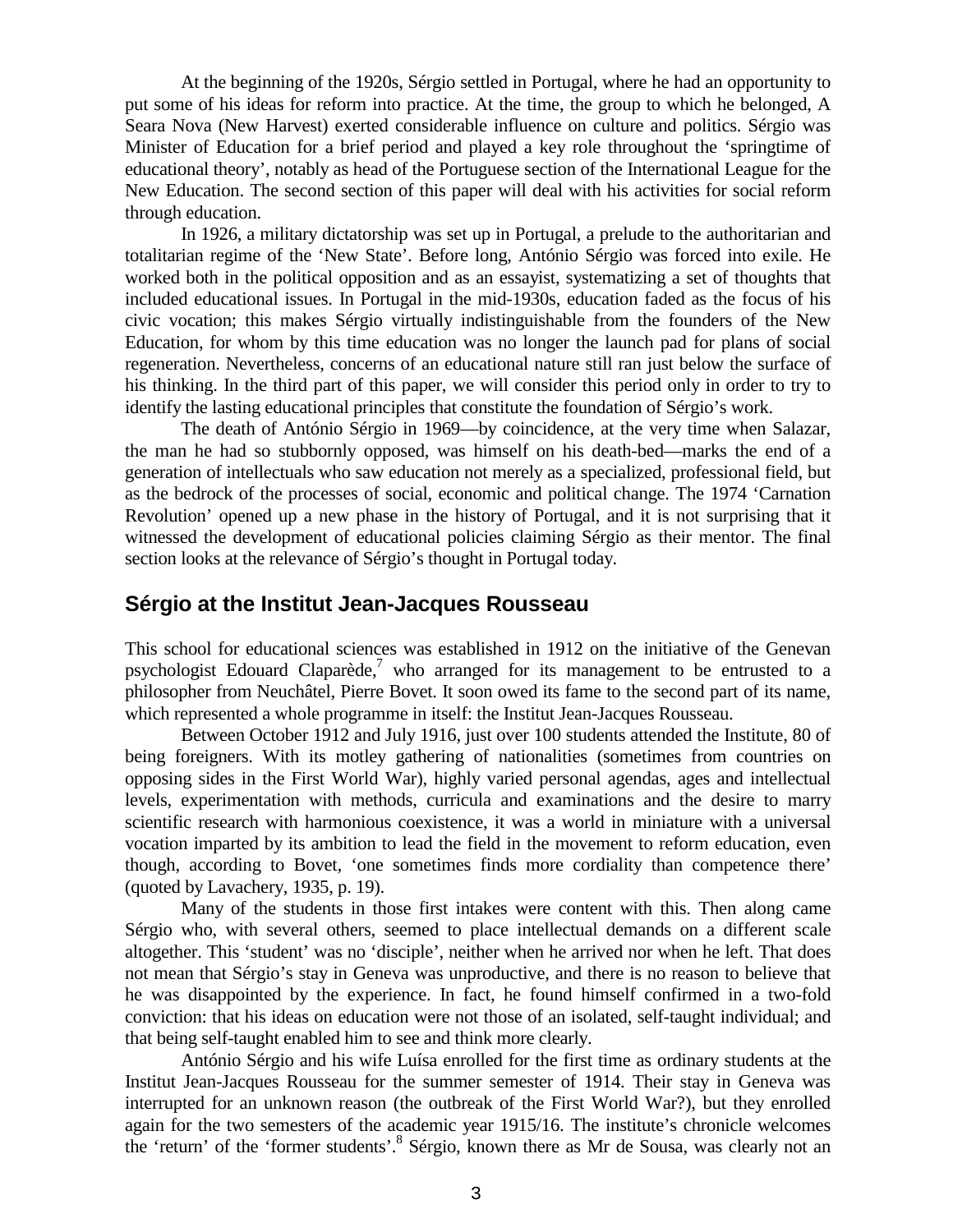At the beginning of the 1920s, Sérgio settled in Portugal, where he had an opportunity to put some of his ideas for reform into practice. At the time, the group to which he belonged, A Seara Nova (New Harvest) exerted considerable influence on culture and politics. Sérgio was Minister of Education for a brief period and played a key role throughout the 'springtime of educational theory', notably as head of the Portuguese section of the International League for the New Education. The second section of this paper will deal with his activities for social reform through education.

In 1926, a military dictatorship was set up in Portugal, a prelude to the authoritarian and totalitarian regime of the 'New State'. Before long, António Sérgio was forced into exile. He worked both in the political opposition and as an essayist, systematizing a set of thoughts that included educational issues. In Portugal in the mid-1930s, education faded as the focus of his civic vocation; this makes Sérgio virtually indistinguishable from the founders of the New Education, for whom by this time education was no longer the launch pad for plans of social regeneration. Nevertheless, concerns of an educational nature still ran just below the surface of his thinking. In the third part of this paper, we will consider this period only in order to try to identify the lasting educational principles that constitute the foundation of Sérgio's work.

The death of António Sérgio in 1969—by coincidence, at the very time when Salazar, the man he had so stubbornly opposed, was himself on his death-bed—marks the end of a generation of intellectuals who saw education not merely as a specialized, professional field, but as the bedrock of the processes of social, economic and political change. The 1974 'Carnation Revolution' opened up a new phase in the history of Portugal, and it is not surprising that it witnessed the development of educational policies claiming Sérgio as their mentor. The final section looks at the relevance of Sérgio's thought in Portugal today.

## Sérgio at the Institut Jean-Jacques Rousseau

This school for educational sciences was established in 1912 on the initiative of the Genevan psychologist Edouard Claparède,[7] who arranged for its management to be entrusted to a philosopher from Neuchâtel, Pierre Bovet. It soon owed its fame to the second part of its name, which represented a whole programme in itself: the Institut Jean-Jacques Rousseau.

Between October 1912 and July 1916, just over 100 students attended the Institute, 80 of being foreigners. With its motley gathering of nationalities (sometimes from countries on opposing sides in the First World War), highly varied personal agendas, ages and intellectual levels, experimentation with methods, curricula and examinations and the desire to marry scientific research with harmonious coexistence, it was a world in miniature with a universal vocation imparted by its ambition to lead the field in the movement to reform education, even though, according to Bovet, 'one sometimes finds more cordiality than competence there' (quoted by Lavachery, 1935, p. 19).

Many of the students in those first intakes were content with this. Then along came Sérgio who, with several others, seemed to place intellectual demands on a different scale altogether. This 'student' was no 'disciple', neither when he arrived nor when he left. That does not mean that Sérgio's stay in Geneva was unproductive, and there is no reason to believe that he was disappointed by the experience. In fact, he found himself confirmed in a two-fold conviction: that his ideas on education were not those of an isolated, self-taught individual; and that being self-taught enabled him to see and think more clearly.

António Sérgio and his wife Luísa enrolled for the first time as ordinary students at the Institut Jean-Jacques Rousseau for the summer semester of 1914. Their stay in Geneva was interrupted for an unknown reason (the outbreak of the First World War?), but they enrolled again for the two semesters of the academic year 1915/16. The institute's chronicle welcomes the 'return' of the 'former students'.[8] Sérgio, known there as Mr de Sousa, was clearly not an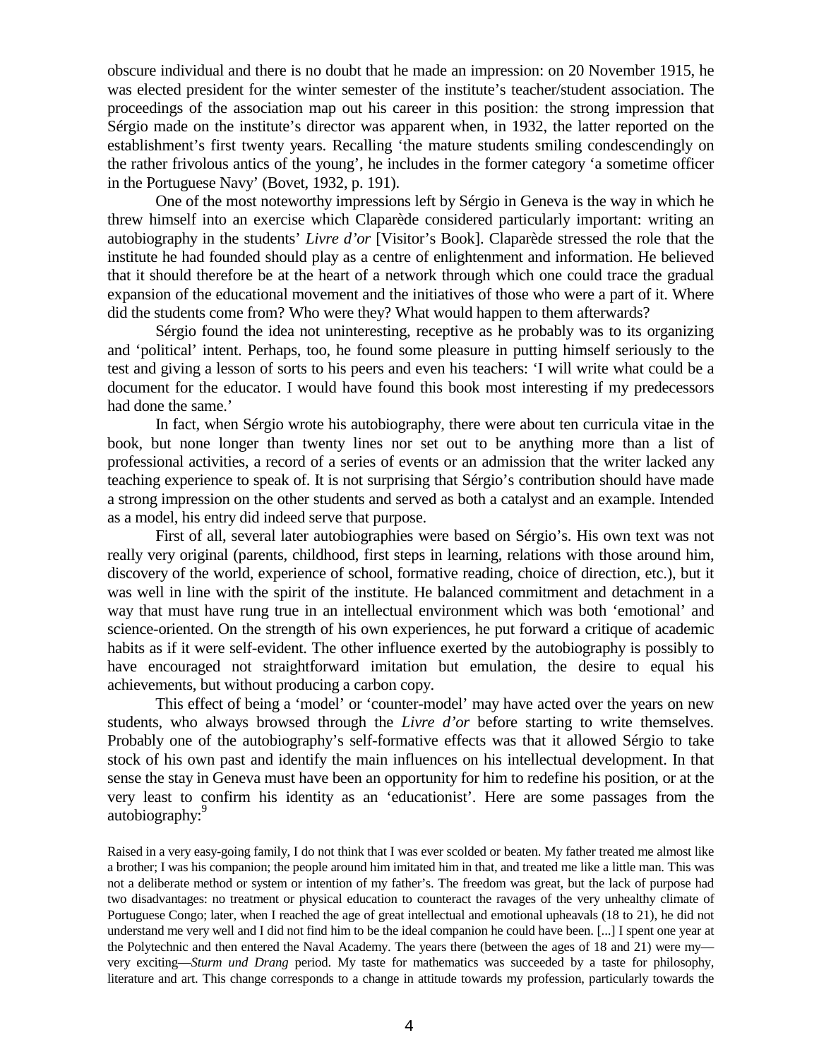obscure individual and there is no doubt that he made an impression: on 20 November 1915, he was elected president for the winter semester of the institute's teacher/student association. The proceedings of the association map out his career in this position: the strong impression that Sérgio made on the institute's director was apparent when, in 1932, the latter reported on the establishment's first twenty years. Recalling 'the mature students smiling condescendingly on the rather frivolous antics of the young', he includes in the former category 'a sometime officer in the Portuguese Navy' (Bovet, 1932, p. 191).

One of the most noteworthy impressions left by Sérgio in Geneva is the way in which he threw himself into an exercise which Claparède considered particularly important: writing an autobiography in the students' *Livre d'or* [Visitor's Book]. Claparède stressed the role that the institute he had founded should play as a centre of enlightenment and information. He believed that it should therefore be at the heart of a network through which one could trace the gradual expansion of the educational movement and the initiatives of those who were a part of it. Where did the students come from? Who were they? What would happen to them afterwards?

Sérgio found the idea not uninteresting, receptive as he probably was to its organizing and 'political' intent. Perhaps, too, he found some pleasure in putting himself seriously to the test and giving a lesson of sorts to his peers and even his teachers: 'I will write what could be a document for the educator. I would have found this book most interesting if my predecessors had done the same.'

In fact, when Sérgio wrote his autobiography, there were about ten curricula vitae in the book, but none longer than twenty lines nor set out to be anything more than a list of professional activities, a record of a series of events or an admission that the writer lacked any teaching experience to speak of. It is not surprising that Sérgio's contribution should have made a strong impression on the other students and served as both a catalyst and an example. Intended as a model, his entry did indeed serve that purpose.

First of all, several later autobiographies were based on Sérgio's. His own text was not really very original (parents, childhood, first steps in learning, relations with those around him, discovery of the world, experience of school, formative reading, choice of direction, etc.), but it was well in line with the spirit of the institute. He balanced commitment and detachment in a way that must have rung true in an intellectual environment which was both 'emotional' and science-oriented. On the strength of his own experiences, he put forward a critique of academic habits as if it were self-evident. The other influence exerted by the autobiography is possibly to have encouraged not straightforward imitation but emulation, the desire to equal his achievements, but without producing a carbon copy.

This effect of being a 'model' or 'counter-model' may have acted over the years on new students, who always browsed through the *Livre d'or* before starting to write themselves. Probably one of the autobiography's self-formative effects was that it allowed Sérgio to take stock of his own past and identify the main influences on his intellectual development. In that sense the stay in Geneva must have been an opportunity for him to redefine his position, or at the very least to confirm his identity as an 'educationist'. Here are some passages from the autobiography:[9]

> Raised in a very easy-going family, I do not think that I was ever scolded or beaten. My father treated me almost like a brother; I was his companion; the people around him imitated him in that, and treated me like a little man. This was not a deliberate method or system or intention of my father's. The freedom was great, but the lack of purpose had two disadvantages: no treatment or physical education to counteract the ravages of the very unhealthy climate of Portuguese Congo; later, when I reached the age of great intellectual and emotional upheavals (18 to 21), he did not understand me very well and I did not find him to be the ideal companion he could have been. [...] I spent one year at the Polytechnic and then entered the Naval Academy. The years there (between the ages of 18 and 21) were my—very exciting—*Sturm und Drang* period. My taste for mathematics was succeeded by a taste for philosophy, literature and art. This change corresponds to a change in attitude towards my profession, particularly towards the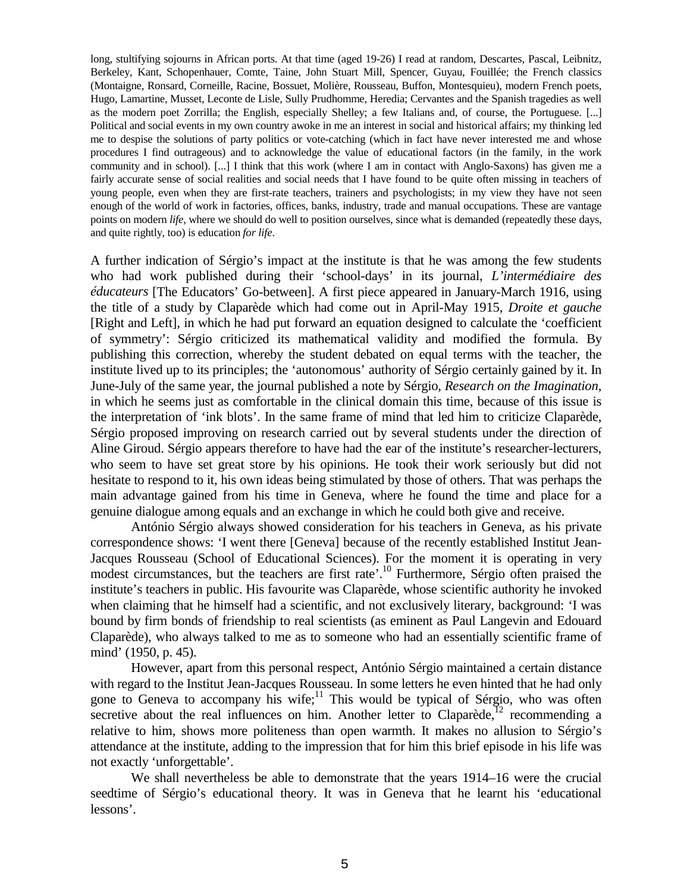long, stultifying sojourns in African ports. At that time (aged 19-26) I read at random, Descartes, Pascal, Leibnitz, Berkeley, Kant, Schopenhauer, Comte, Taine, John Stuart Mill, Spencer, Guyau, Fouillée; the French classics (Montaigne, Ronsard, Corneille, Racine, Bossuet, Molière, Rousseau, Buffon, Montesquieu), modern French poets, Hugo, Lamartine, Musset, Leconte de Lisle, Sully Prudhomme, Heredia; Cervantes and the Spanish tragedies as well as the modern poet Zorrilla; the English, especially Shelley; a few Italians and, of course, the Portuguese. [...] Political and social events in my own country awoke in me an interest in social and historical affairs; my thinking led me to despise the solutions of party politics or vote-catching (which in fact have never interested me and whose procedures I find outrageous) and to acknowledge the value of educational factors (in the family, in the work community and in school). [...] I think that this work (where I am in contact with Anglo-Saxons) has given me a fairly accurate sense of social realities and social needs that I have found to be quite often missing in teachers of young people, even when they are first-rate teachers, trainers and psychologists; in my view they have not seen enough of the world of work in factories, offices, banks, industry, trade and manual occupations. These are vantage points on modern *life*, where we should do well to position ourselves, since what is demanded (repeatedly these days, and quite rightly, too) is education *for life*.

A further indication of Sérgio's impact at the institute is that he was among the few students who had work published during their 'school-days' in its journal, *L'intermédiaire des éducateurs* [The Educators' Go-between]. A first piece appeared in January-March 1916, using the title of a study by Claparède which had come out in April-May 1915, *Droite et gauche* [Right and Left], in which he had put forward an equation designed to calculate the 'coefficient of symmetry': Sérgio criticized its mathematical validity and modified the formula. By publishing this correction, whereby the student debated on equal terms with the teacher, the institute lived up to its principles; the 'autonomous' authority of Sérgio certainly gained by it. In June-July of the same year, the journal published a note by Sérgio, *Research on the Imagination*, in which he seems just as comfortable in the clinical domain this time, because of this issue is the interpretation of 'ink blots'. In the same frame of mind that led him to criticize Claparède, Sérgio proposed improving on research carried out by several students under the direction of Aline Giroud. Sérgio appears therefore to have had the ear of the institute's researcher-lecturers, who seem to have set great store by his opinions. He took their work seriously but did not hesitate to respond to it, his own ideas being stimulated by those of others. That was perhaps the main advantage gained from his time in Geneva, where he found the time and place for a genuine dialogue among equals and an exchange in which he could both give and receive.

António Sérgio always showed consideration for his teachers in Geneva, as his private correspondence shows: 'I went there [Geneva] because of the recently established Institut Jean-Jacques Rousseau (School of Educational Sciences). For the moment it is operating in very modest circumstances, but the teachers are first rate'.[10] Furthermore, Sérgio often praised the institute's teachers in public. His favourite was Claparède, whose scientific authority he invoked when claiming that he himself had a scientific, and not exclusively literary, background: 'I was bound by firm bonds of friendship to real scientists (as eminent as Paul Langevin and Edouard Claparède), who always talked to me as to someone who had an essentially scientific frame of mind' (1950, p. 45).

However, apart from this personal respect, António Sérgio maintained a certain distance with regard to the Institut Jean-Jacques Rousseau. In some letters he even hinted that he had only gone to Geneva to accompany his wife;[11] This would be typical of Sérgio, who was often secretive about the real influences on him. Another letter to Claparède,[12] recommending a relative to him, shows more politeness than open warmth. It makes no allusion to Sérgio's attendance at the institute, adding to the impression that for him this brief episode in his life was not exactly 'unforgettable'.

We shall nevertheless be able to demonstrate that the years 1914–16 were the crucial seedtime of Sérgio's educational theory. It was in Geneva that he learnt his 'educational lessons'.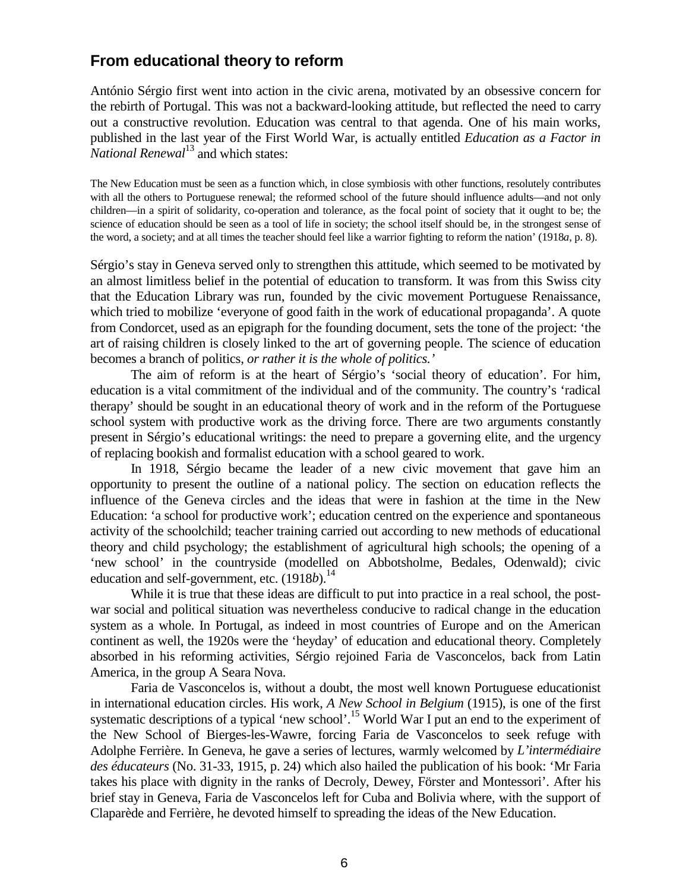## From educational theory to reform

António Sérgio first went into action in the civic arena, motivated by an obsessive concern for the rebirth of Portugal. This was not a backward-looking attitude, but reflected the need to carry out a constructive revolution. Education was central to that agenda. One of his main works, published in the last year of the First World War, is actually entitled *Education as a Factor in National Renewal*[13] and which states:

> The New Education must be seen as a function which, in close symbiosis with other functions, resolutely contributes with all the others to Portuguese renewal; the reformed school of the future should influence adults—and not only children—in a spirit of solidarity, co-operation and tolerance, as the focal point of society that it ought to be; the science of education should be seen as a tool of life in society; the school itself should be, in the strongest sense of the word, a society; and at all times the teacher should feel like a warrior fighting to reform the nation' (1918*a*, p. 8).

Sérgio's stay in Geneva served only to strengthen this attitude, which seemed to be motivated by an almost limitless belief in the potential of education to transform. It was from this Swiss city that the Education Library was run, founded by the civic movement Portuguese Renaissance, which tried to mobilize 'everyone of good faith in the work of educational propaganda'. A quote from Condorcet, used as an epigraph for the founding document, sets the tone of the project: 'the art of raising children is closely linked to the art of governing people. The science of education becomes a branch of politics, *or rather it is the whole of politics.'*

The aim of reform is at the heart of Sérgio's 'social theory of education'. For him, education is a vital commitment of the individual and of the community. The country's 'radical therapy' should be sought in an educational theory of work and in the reform of the Portuguese school system with productive work as the driving force. There are two arguments constantly present in Sérgio's educational writings: the need to prepare a governing elite, and the urgency of replacing bookish and formalist education with a school geared to work.

In 1918, Sérgio became the leader of a new civic movement that gave him an opportunity to present the outline of a national policy. The section on education reflects the influence of the Geneva circles and the ideas that were in fashion at the time in the New Education: 'a school for productive work'; education centred on the experience and spontaneous activity of the schoolchild; teacher training carried out according to new methods of educational theory and child psychology; the establishment of agricultural high schools; the opening of a 'new school' in the countryside (modelled on Abbotsholme, Bedales, Odenwald); civic education and self-government, etc. (1918*b*).[14]

While it is true that these ideas are difficult to put into practice in a real school, the post-war social and political situation was nevertheless conducive to radical change in the education system as a whole. In Portugal, as indeed in most countries of Europe and on the American continent as well, the 1920s were the 'heyday' of education and educational theory. Completely absorbed in his reforming activities, Sérgio rejoined Faria de Vasconcelos, back from Latin America, in the group A Seara Nova.

Faria de Vasconcelos is, without a doubt, the most well known Portuguese educationist in international education circles. His work, *A New School in Belgium* (1915), is one of the first systematic descriptions of a typical 'new school'.[15] World War I put an end to the experiment of the New School of Bierges-les-Wawre, forcing Faria de Vasconcelos to seek refuge with Adolphe Ferrière. In Geneva, he gave a series of lectures, warmly welcomed by *L'intermédiaire des éducateurs* (No. 31-33, 1915, p. 24) which also hailed the publication of his book: 'Mr Faria takes his place with dignity in the ranks of Decroly, Dewey, Förster and Montessori'. After his brief stay in Geneva, Faria de Vasconcelos left for Cuba and Bolivia where, with the support of Claparède and Ferrière, he devoted himself to spreading the ideas of the New Education.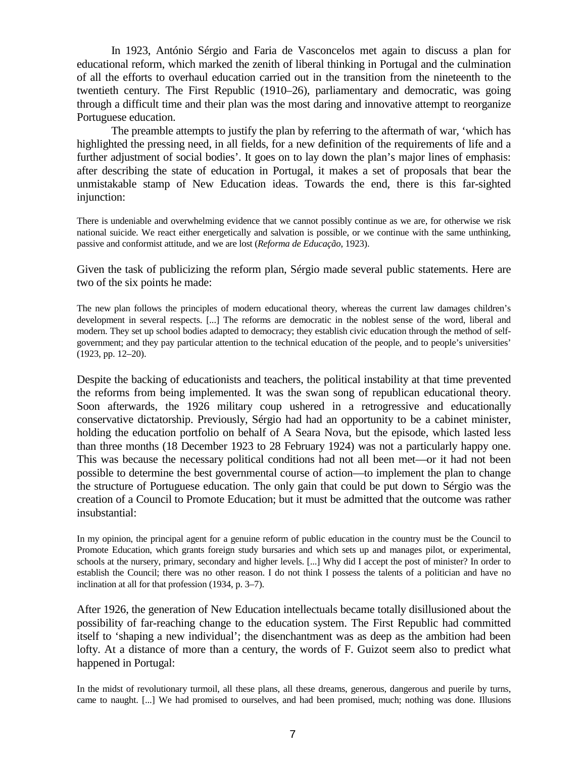In 1923, António Sérgio and Faria de Vasconcelos met again to discuss a plan for educational reform, which marked the zenith of liberal thinking in Portugal and the culmination of all the efforts to overhaul education carried out in the transition from the nineteenth to the twentieth century. The First Republic (1910–26), parliamentary and democratic, was going through a difficult time and their plan was the most daring and innovative attempt to reorganize Portuguese education.

The preamble attempts to justify the plan by referring to the aftermath of war, 'which has highlighted the pressing need, in all fields, for a new definition of the requirements of life and a further adjustment of social bodies'. It goes on to lay down the plan's major lines of emphasis: after describing the state of education in Portugal, it makes a set of proposals that bear the unmistakable stamp of New Education ideas. Towards the end, there is this far-sighted injunction:

> There is undeniable and overwhelming evidence that we cannot possibly continue as we are, for otherwise we risk national suicide. We react either energetically and salvation is possible, or we continue with the same unthinking, passive and conformist attitude, and we are lost (*Reforma de Educação*, 1923).

Given the task of publicizing the reform plan, Sérgio made several public statements. Here are two of the six points he made:

> The new plan follows the principles of modern educational theory, whereas the current law damages children's development in several respects. [...] The reforms are democratic in the noblest sense of the word, liberal and modern. They set up school bodies adapted to democracy; they establish civic education through the method of self-government; and they pay particular attention to the technical education of the people, and to people's universities' (1923, pp. 12–20).

Despite the backing of educationists and teachers, the political instability at that time prevented the reforms from being implemented. It was the swan song of republican educational theory. Soon afterwards, the 1926 military coup ushered in a retrogressive and educationally conservative dictatorship. Previously, Sérgio had had an opportunity to be a cabinet minister, holding the education portfolio on behalf of A Seara Nova, but the episode, which lasted less than three months (18 December 1923 to 28 February 1924) was not a particularly happy one. This was because the necessary political conditions had not all been met—or it had not been possible to determine the best governmental course of action—to implement the plan to change the structure of Portuguese education. The only gain that could be put down to Sérgio was the creation of a Council to Promote Education; but it must be admitted that the outcome was rather insubstantial:

> In my opinion, the principal agent for a genuine reform of public education in the country must be the Council to Promote Education, which grants foreign study bursaries and which sets up and manages pilot, or experimental, schools at the nursery, primary, secondary and higher levels. [...] Why did I accept the post of minister? In order to establish the Council; there was no other reason. I do not think I possess the talents of a politician and have no inclination at all for that profession (1934, p. 3–7).

After 1926, the generation of New Education intellectuals became totally disillusioned about the possibility of far-reaching change to the education system. The First Republic had committed itself to 'shaping a new individual'; the disenchantment was as deep as the ambition had been lofty. At a distance of more than a century, the words of F. Guizot seem also to predict what happened in Portugal:

> In the midst of revolutionary turmoil, all these plans, all these dreams, generous, dangerous and puerile by turns, came to naught. [...] We had promised to ourselves, and had been promised, much; nothing was done. Illusions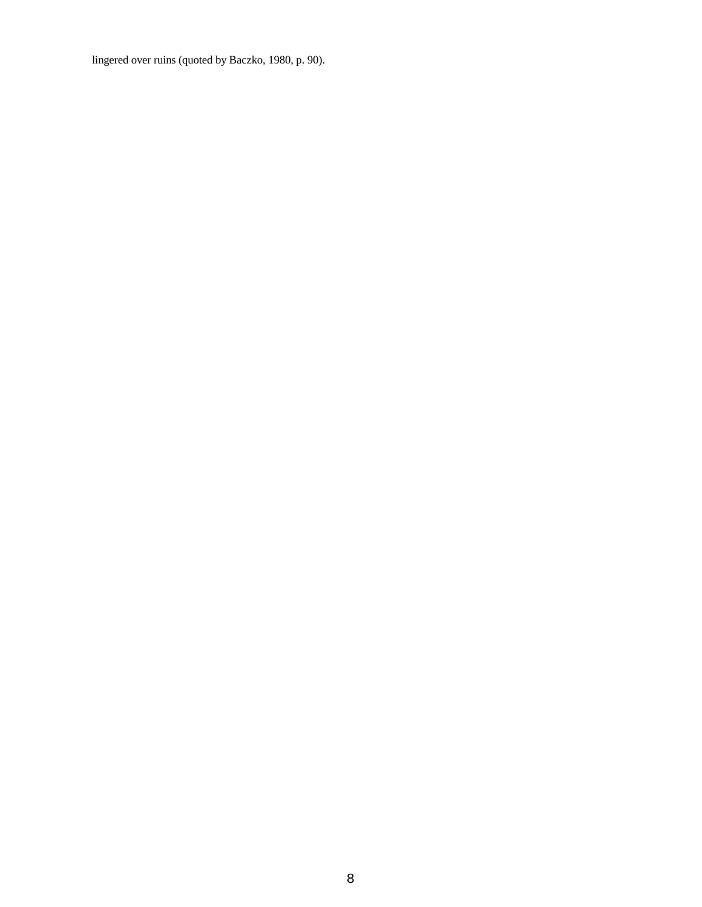lingered over ruins (quoted by Baczko, 1980, p. 90).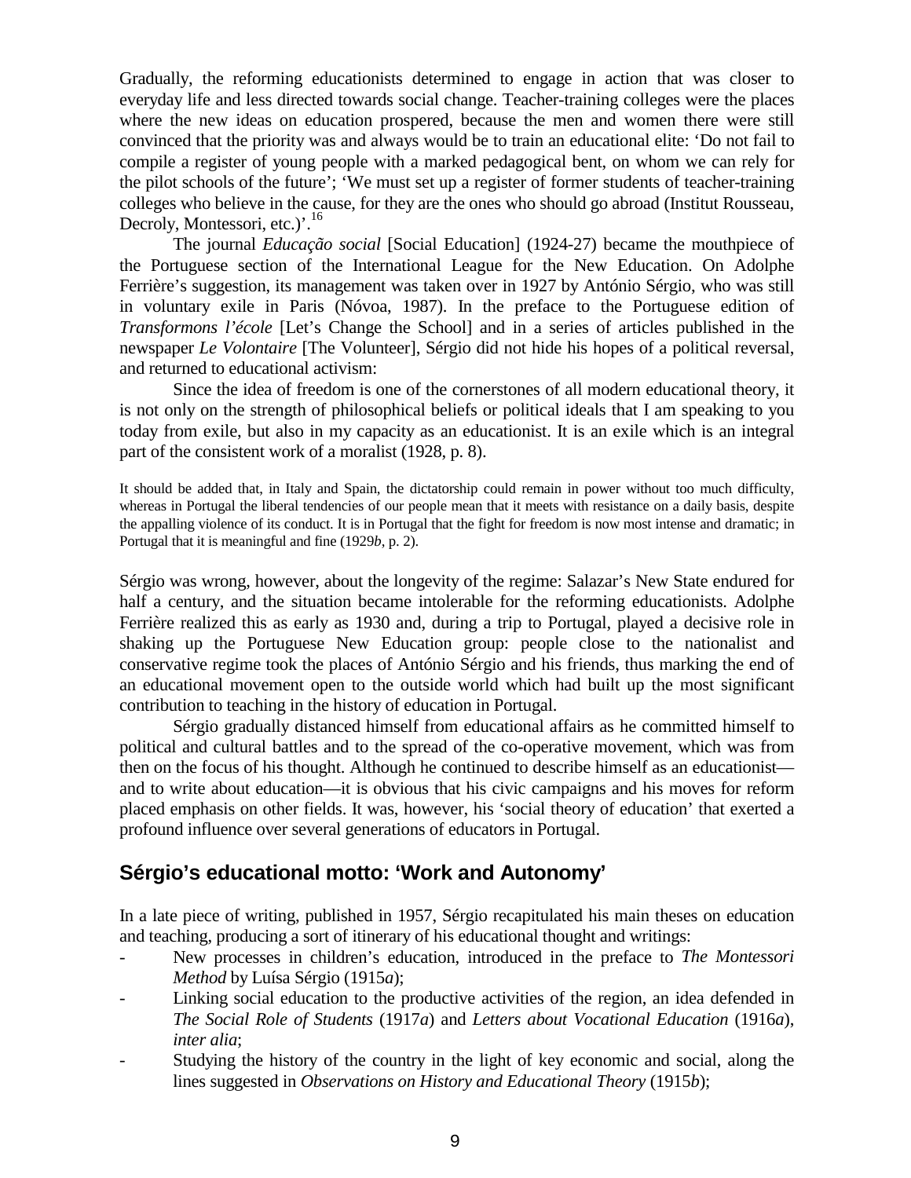Gradually, the reforming educationists determined to engage in action that was closer to everyday life and less directed towards social change. Teacher-training colleges were the places where the new ideas on education prospered, because the men and women there were still convinced that the priority was and always would be to train an educational elite: 'Do not fail to compile a register of young people with a marked pedagogical bent, on whom we can rely for the pilot schools of the future'; 'We must set up a register of former students of teacher-training colleges who believe in the cause, for they are the ones who should go abroad (Institut Rousseau, Decroly, Montessori, etc.)'.[16]

The journal *Educação social* [Social Education] (1924-27) became the mouthpiece of the Portuguese section of the International League for the New Education. On Adolphe Ferrière's suggestion, its management was taken over in 1927 by António Sérgio, who was still in voluntary exile in Paris (Nóvoa, 1987). In the preface to the Portuguese edition of *Transformons l'école* [Let's Change the School] and in a series of articles published in the newspaper *Le Volontaire* [The Volunteer], Sérgio did not hide his hopes of a political reversal, and returned to educational activism:

Since the idea of freedom is one of the cornerstones of all modern educational theory, it is not only on the strength of philosophical beliefs or political ideals that I am speaking to you today from exile, but also in my capacity as an educationist. It is an exile which is an integral part of the consistent work of a moralist (1928, p. 8).

> It should be added that, in Italy and Spain, the dictatorship could remain in power without too much difficulty, whereas in Portugal the liberal tendencies of our people mean that it meets with resistance on a daily basis, despite the appalling violence of its conduct. It is in Portugal that the fight for freedom is now most intense and dramatic; in Portugal that it is meaningful and fine (1929*b*, p. 2).

Sérgio was wrong, however, about the longevity of the regime: Salazar's New State endured for half a century, and the situation became intolerable for the reforming educationists. Adolphe Ferrière realized this as early as 1930 and, during a trip to Portugal, played a decisive role in shaking up the Portuguese New Education group: people close to the nationalist and conservative regime took the places of António Sérgio and his friends, thus marking the end of an educational movement open to the outside world which had built up the most significant contribution to teaching in the history of education in Portugal.

Sérgio gradually distanced himself from educational affairs as he committed himself to political and cultural battles and to the spread of the co-operative movement, which was from then on the focus of his thought. Although he continued to describe himself as an educationist—and to write about education—it is obvious that his civic campaigns and his moves for reform placed emphasis on other fields. It was, however, his 'social theory of education' that exerted a profound influence over several generations of educators in Portugal.

## Sérgio's educational motto: 'Work and Autonomy'

In a late piece of writing, published in 1957, Sérgio recapitulated his main theses on education and teaching, producing a sort of itinerary of his educational thought and writings:

- New processes in children's education, introduced in the preface to *The Montessori Method* by Luísa Sérgio (1915*a*);
- Linking social education to the productive activities of the region, an idea defended in *The Social Role of Students* (1917*a*) and *Letters about Vocational Education* (1916*a*), *inter alia*;
- Studying the history of the country in the light of key economic and social, along the lines suggested in *Observations on History and Educational Theory* (1915*b*);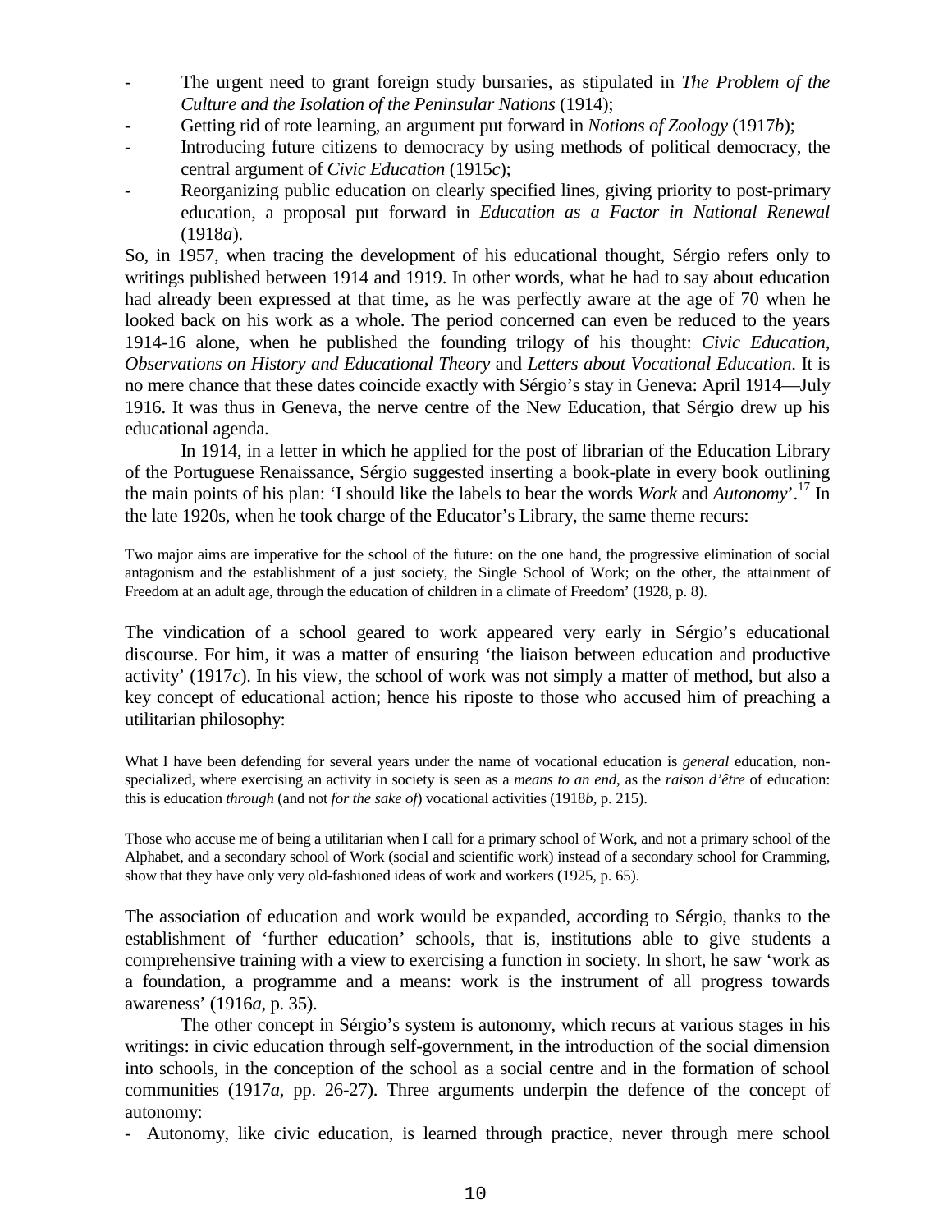- The urgent need to grant foreign study bursaries, as stipulated in *The Problem of the Culture and the Isolation of the Peninsular Nations* (1914);
- Getting rid of rote learning, an argument put forward in *Notions of Zoology* (1917*b*);
- Introducing future citizens to democracy by using methods of political democracy, the central argument of *Civic Education* (1915*c*);
- Reorganizing public education on clearly specified lines, giving priority to post-primary education, a proposal put forward in *Education as a Factor in National Renewal* (1918*a*).

So, in 1957, when tracing the development of his educational thought, Sérgio refers only to writings published between 1914 and 1919. In other words, what he had to say about education had already been expressed at that time, as he was perfectly aware at the age of 70 when he looked back on his work as a whole. The period concerned can even be reduced to the years 1914-16 alone, when he published the founding trilogy of his thought: *Civic Education*, *Observations on History and Educational Theory* and *Letters about Vocational Education*. It is no mere chance that these dates coincide exactly with Sérgio's stay in Geneva: April 1914—July 1916. It was thus in Geneva, the nerve centre of the New Education, that Sérgio drew up his educational agenda.

In 1914, in a letter in which he applied for the post of librarian of the Education Library of the Portuguese Renaissance, Sérgio suggested inserting a book-plate in every book outlining the main points of his plan: 'I should like the labels to bear the words *Work* and *Autonomy*'.[17] In the late 1920s, when he took charge of the Educator's Library, the same theme recurs:

> Two major aims are imperative for the school of the future: on the one hand, the progressive elimination of social antagonism and the establishment of a just society, the Single School of Work; on the other, the attainment of Freedom at an adult age, through the education of children in a climate of Freedom' (1928, p. 8).

The vindication of a school geared to work appeared very early in Sérgio's educational discourse. For him, it was a matter of ensuring 'the liaison between education and productive activity' (1917*c*). In his view, the school of work was not simply a matter of method, but also a key concept of educational action; hence his riposte to those who accused him of preaching a utilitarian philosophy:

> What I have been defending for several years under the name of vocational education is *general* education, non-specialized, where exercising an activity in society is seen as a *means to an end*, as the *raison d'être* of education: this is education *through* (and not *for the sake of*) vocational activities (1918*b*, p. 215).

> Those who accuse me of being a utilitarian when I call for a primary school of Work, and not a primary school of the Alphabet, and a secondary school of Work (social and scientific work) instead of a secondary school for Cramming, show that they have only very old-fashioned ideas of work and workers (1925, p. 65).

The association of education and work would be expanded, according to Sérgio, thanks to the establishment of 'further education' schools, that is, institutions able to give students a comprehensive training with a view to exercising a function in society. In short, he saw 'work as a foundation, a programme and a means: work is the instrument of all progress towards awareness' (1916*a*, p. 35).

The other concept in Sérgio's system is autonomy, which recurs at various stages in his writings: in civic education through self-government, in the introduction of the social dimension into schools, in the conception of the school as a social centre and in the formation of school communities (1917*a*, pp. 26-27). Three arguments underpin the defence of the concept of autonomy:

- Autonomy, like civic education, is learned through practice, never through mere school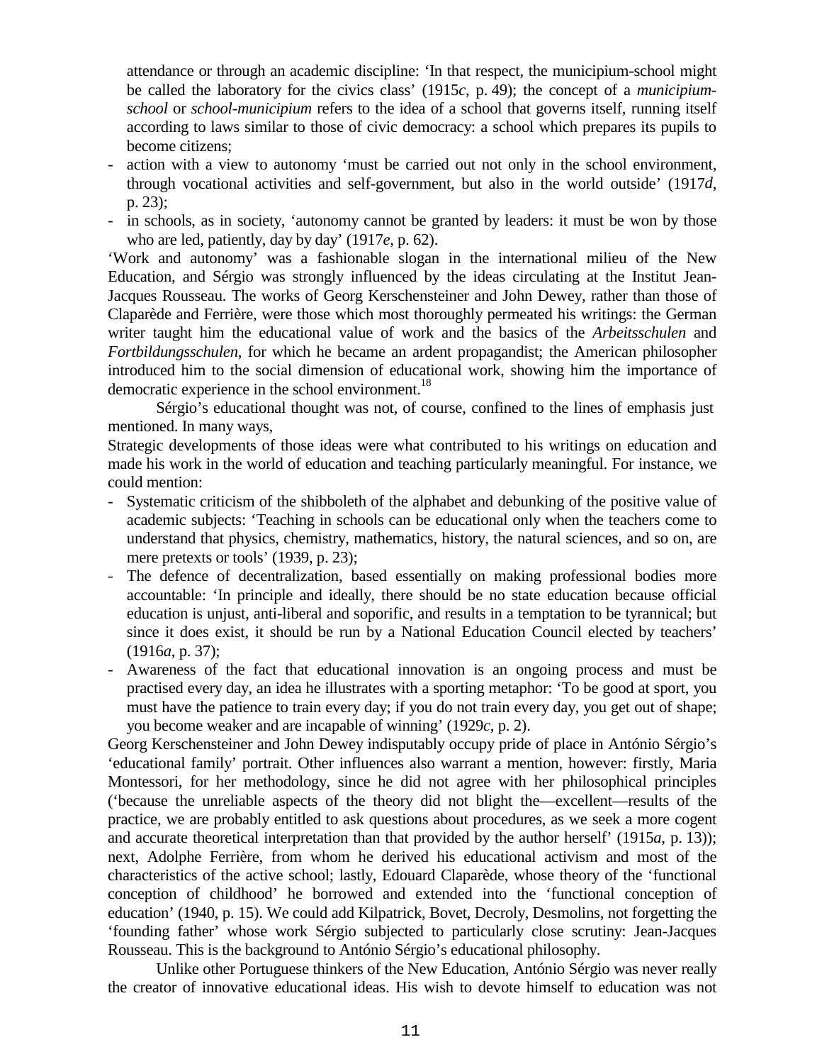attendance or through an academic discipline: 'In that respect, the municipium-school might be called the laboratory for the civics class' (1915*c*, p. 49); the concept of a *municipium-school* or *school-municipium* refers to the idea of a school that governs itself, running itself according to laws similar to those of civic democracy: a school which prepares its pupils to become citizens;
- action with a view to autonomy 'must be carried out not only in the school environment, through vocational activities and self-government, but also in the world outside' (1917*d*, p. 23);
- in schools, as in society, 'autonomy cannot be granted by leaders: it must be won by those who are led, patiently, day by day' (1917*e*, p. 62).

'Work and autonomy' was a fashionable slogan in the international milieu of the New Education, and Sérgio was strongly influenced by the ideas circulating at the Institut Jean-Jacques Rousseau. The works of Georg Kerschensteiner and John Dewey, rather than those of Claparède and Ferrière, were those which most thoroughly permeated his writings: the German writer taught him the educational value of work and the basics of the *Arbeitsschulen* and *Fortbildungsschulen*, for which he became an ardent propagandist; the American philosopher introduced him to the social dimension of educational work, showing him the importance of democratic experience in the school environment.[18]

Sérgio's educational thought was not, of course, confined to the lines of emphasis just mentioned. In many ways,

Strategic developments of those ideas were what contributed to his writings on education and made his work in the world of education and teaching particularly meaningful. For instance, we could mention:

- Systematic criticism of the shibboleth of the alphabet and debunking of the positive value of academic subjects: 'Teaching in schools can be educational only when the teachers come to understand that physics, chemistry, mathematics, history, the natural sciences, and so on, are mere pretexts or tools' (1939, p. 23);
- The defence of decentralization, based essentially on making professional bodies more accountable: 'In principle and ideally, there should be no state education because official education is unjust, anti-liberal and soporific, and results in a temptation to be tyrannical; but since it does exist, it should be run by a National Education Council elected by teachers' (1916*a*, p. 37);
- Awareness of the fact that educational innovation is an ongoing process and must be practised every day, an idea he illustrates with a sporting metaphor: 'To be good at sport, you must have the patience to train every day; if you do not train every day, you get out of shape; you become weaker and are incapable of winning' (1929*c*, p. 2).

Georg Kerschensteiner and John Dewey indisputably occupy pride of place in António Sérgio's 'educational family' portrait. Other influences also warrant a mention, however: firstly, Maria Montessori, for her methodology, since he did not agree with her philosophical principles ('because the unreliable aspects of the theory did not blight the—excellent—results of the practice, we are probably entitled to ask questions about procedures, as we seek a more cogent and accurate theoretical interpretation than that provided by the author herself' (1915*a*, p. 13)); next, Adolphe Ferrière, from whom he derived his educational activism and most of the characteristics of the active school; lastly, Edouard Claparède, whose theory of the 'functional conception of childhood' he borrowed and extended into the 'functional conception of education' (1940, p. 15). We could add Kilpatrick, Bovet, Decroly, Desmolins, not forgetting the 'founding father' whose work Sérgio subjected to particularly close scrutiny: Jean-Jacques Rousseau. This is the background to António Sérgio's educational philosophy.

Unlike other Portuguese thinkers of the New Education, António Sérgio was never really the creator of innovative educational ideas. His wish to devote himself to education was not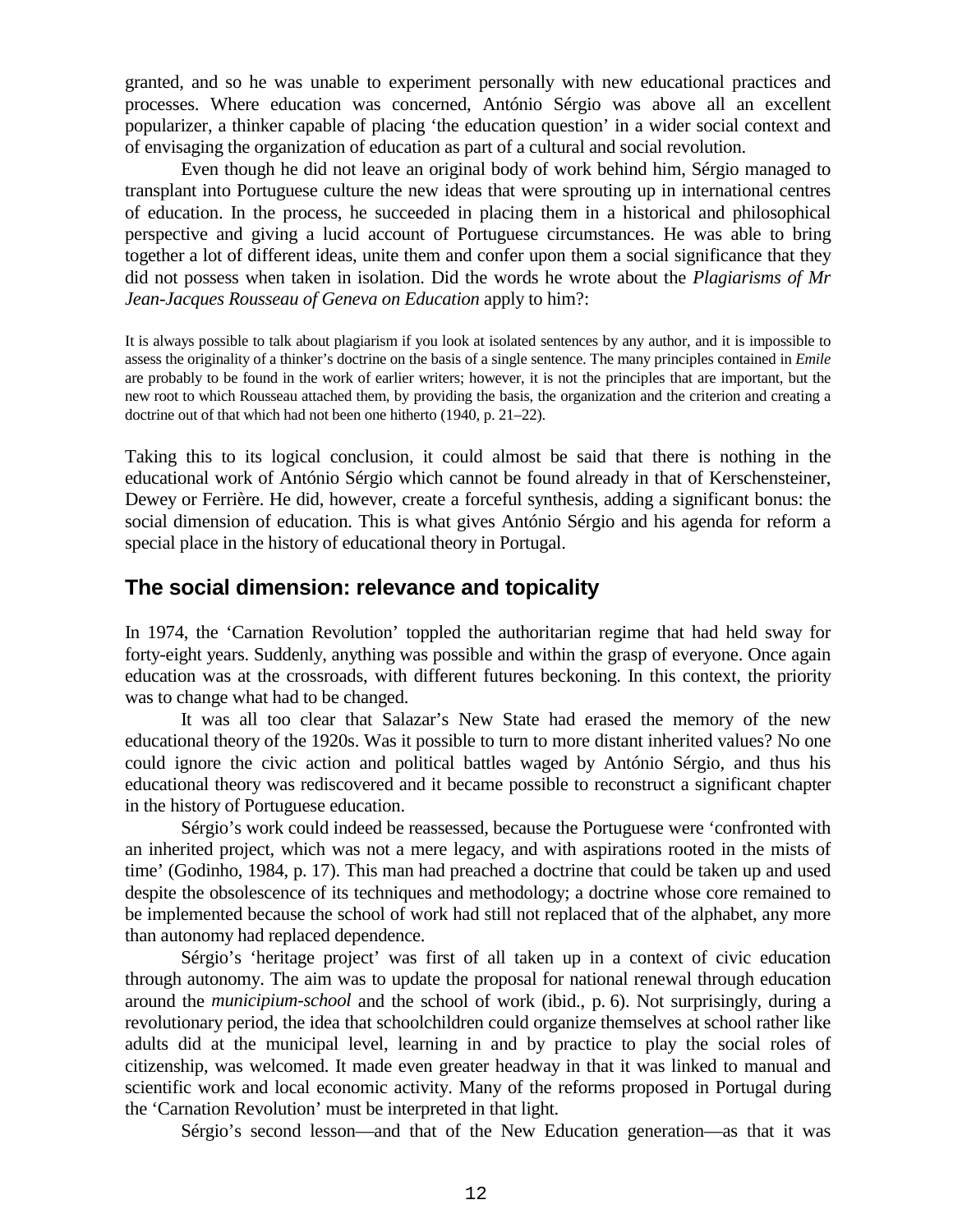granted, and so he was unable to experiment personally with new educational practices and processes. Where education was concerned, António Sérgio was above all an excellent popularizer, a thinker capable of placing 'the education question' in a wider social context and of envisaging the organization of education as part of a cultural and social revolution.

Even though he did not leave an original body of work behind him, Sérgio managed to transplant into Portuguese culture the new ideas that were sprouting up in international centres of education. In the process, he succeeded in placing them in a historical and philosophical perspective and giving a lucid account of Portuguese circumstances. He was able to bring together a lot of different ideas, unite them and confer upon them a social significance that they did not possess when taken in isolation. Did the words he wrote about the *Plagiarisms of Mr Jean-Jacques Rousseau of Geneva on Education* apply to him?:

> It is always possible to talk about plagiarism if you look at isolated sentences by any author, and it is impossible to assess the originality of a thinker's doctrine on the basis of a single sentence. The many principles contained in *Emile* are probably to be found in the work of earlier writers; however, it is not the principles that are important, but the new root to which Rousseau attached them, by providing the basis, the organization and the criterion and creating a doctrine out of that which had not been one hitherto (1940, p. 21–22).

Taking this to its logical conclusion, it could almost be said that there is nothing in the educational work of António Sérgio which cannot be found already in that of Kerschensteiner, Dewey or Ferrière. He did, however, create a forceful synthesis, adding a significant bonus: the social dimension of education. This is what gives António Sérgio and his agenda for reform a special place in the history of educational theory in Portugal.

## The social dimension: relevance and topicality

In 1974, the 'Carnation Revolution' toppled the authoritarian regime that had held sway for forty-eight years. Suddenly, anything was possible and within the grasp of everyone. Once again education was at the crossroads, with different futures beckoning. In this context, the priority was to change what had to be changed.

It was all too clear that Salazar's New State had erased the memory of the new educational theory of the 1920s. Was it possible to turn to more distant inherited values? No one could ignore the civic action and political battles waged by António Sérgio, and thus his educational theory was rediscovered and it became possible to reconstruct a significant chapter in the history of Portuguese education.

Sérgio's work could indeed be reassessed, because the Portuguese were 'confronted with an inherited project, which was not a mere legacy, and with aspirations rooted in the mists of time' (Godinho, 1984, p. 17). This man had preached a doctrine that could be taken up and used despite the obsolescence of its techniques and methodology; a doctrine whose core remained to be implemented because the school of work had still not replaced that of the alphabet, any more than autonomy had replaced dependence.

Sérgio's 'heritage project' was first of all taken up in a context of civic education through autonomy. The aim was to update the proposal for national renewal through education around the *municipium-school* and the school of work (ibid., p. 6). Not surprisingly, during a revolutionary period, the idea that schoolchildren could organize themselves at school rather like adults did at the municipal level, learning in and by practice to play the social roles of citizenship, was welcomed. It made even greater headway in that it was linked to manual and scientific work and local economic activity. Many of the reforms proposed in Portugal during the 'Carnation Revolution' must be interpreted in that light.

Sérgio's second lesson—and that of the New Education generation—as that it was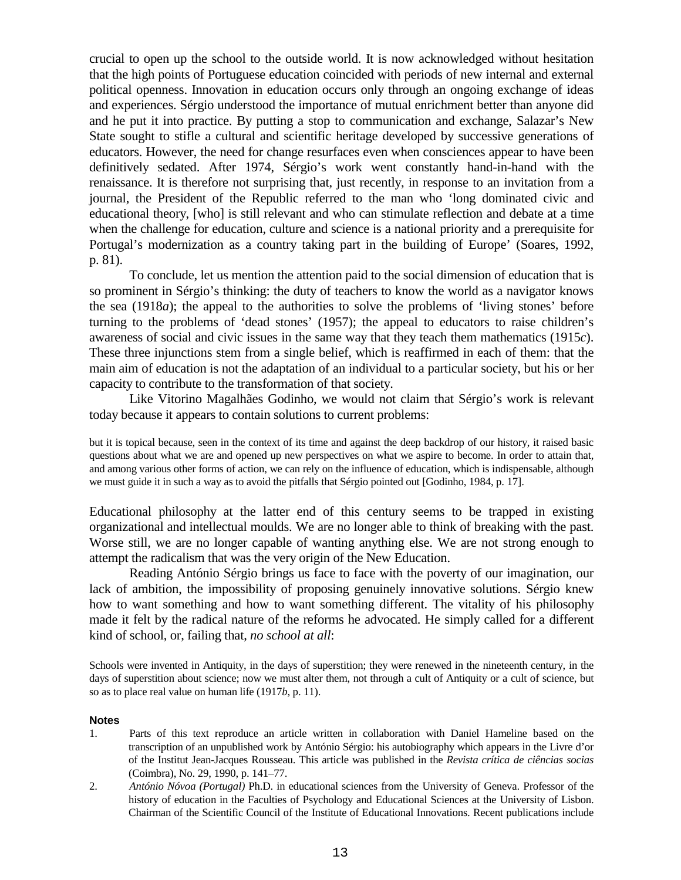crucial to open up the school to the outside world. It is now acknowledged without hesitation that the high points of Portuguese education coincided with periods of new internal and external political openness. Innovation in education occurs only through an ongoing exchange of ideas and experiences. Sérgio understood the importance of mutual enrichment better than anyone did and he put it into practice. By putting a stop to communication and exchange, Salazar's New State sought to stifle a cultural and scientific heritage developed by successive generations of educators. However, the need for change resurfaces even when consciences appear to have been definitively sedated. After 1974, Sérgio's work went constantly hand-in-hand with the renaissance. It is therefore not surprising that, just recently, in response to an invitation from a journal, the President of the Republic referred to the man who 'long dominated civic and educational theory, [who] is still relevant and who can stimulate reflection and debate at a time when the challenge for education, culture and science is a national priority and a prerequisite for Portugal's modernization as a country taking part in the building of Europe' (Soares, 1992, p. 81).

To conclude, let us mention the attention paid to the social dimension of education that is so prominent in Sérgio's thinking: the duty of teachers to know the world as a navigator knows the sea (1918*a*); the appeal to the authorities to solve the problems of 'living stones' before turning to the problems of 'dead stones' (1957); the appeal to educators to raise children's awareness of social and civic issues in the same way that they teach them mathematics (1915*c*). These three injunctions stem from a single belief, which is reaffirmed in each of them: that the main aim of education is not the adaptation of an individual to a particular society, but his or her capacity to contribute to the transformation of that society.

Like Vitorino Magalhães Godinho, we would not claim that Sérgio's work is relevant today because it appears to contain solutions to current problems:

> but it is topical because, seen in the context of its time and against the deep backdrop of our history, it raised basic questions about what we are and opened up new perspectives on what we aspire to become. In order to attain that, and among various other forms of action, we can rely on the influence of education, which is indispensable, although we must guide it in such a way as to avoid the pitfalls that Sérgio pointed out [Godinho, 1984, p. 17].

Educational philosophy at the latter end of this century seems to be trapped in existing organizational and intellectual moulds. We are no longer able to think of breaking with the past. Worse still, we are no longer capable of wanting anything else. We are not strong enough to attempt the radicalism that was the very origin of the New Education.

Reading António Sérgio brings us face to face with the poverty of our imagination, our lack of ambition, the impossibility of proposing genuinely innovative solutions. Sérgio knew how to want something and how to want something different. The vitality of his philosophy made it felt by the radical nature of the reforms he advocated. He simply called for a different kind of school, or, failing that, *no school at all*:

> Schools were invented in Antiquity, in the days of superstition; they were renewed in the nineteenth century, in the days of superstition about science; now we must alter them, not through a cult of Antiquity or a cult of science, but so as to place real value on human life (1917*b*, p. 11).

**Notes**

1. Parts of this text reproduce an article written in collaboration with Daniel Hameline based on the transcription of an unpublished work by António Sérgio: his autobiography which appears in the Livre d'or of the Institut Jean-Jacques Rousseau. This article was published in the *Revista crítica de ciências socias* (Coimbra), No. 29, 1990, p. 141–77.
2. *António Nóvoa (Portugal)* Ph.D. in educational sciences from the University of Geneva. Professor of the history of education in the Faculties of Psychology and Educational Sciences at the University of Lisbon. Chairman of the Scientific Council of the Institute of Educational Innovations. Recent publications include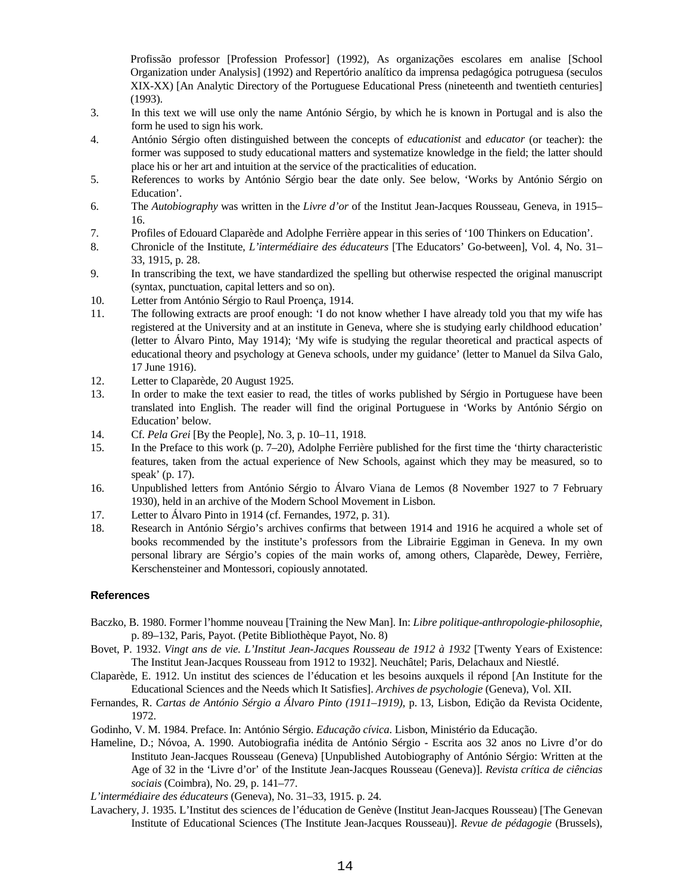Profissão professor [Profession Professor] (1992), As organizações escolares em analise [School Organization under Analysis] (1992) and Repertório analítico da imprensa pedagógica potruguesa (seculos XIX-XX) [An Analytic Directory of the Portuguese Educational Press (nineteenth and twentieth centuries] (1993).

3. In this text we will use only the name António Sérgio, by which he is known in Portugal and is also the form he used to sign his work.
4. António Sérgio often distinguished between the concepts of *educationist* and *educator* (or teacher): the former was supposed to study educational matters and systematize knowledge in the field; the latter should place his or her art and intuition at the service of the practicalities of education.
5. References to works by António Sérgio bear the date only. See below, 'Works by António Sérgio on Education'.
6. The *Autobiography* was written in the *Livre d'or* of the Institut Jean-Jacques Rousseau, Geneva, in 1915–16.
7. Profiles of Edouard Claparède and Adolphe Ferrière appear in this series of '100 Thinkers on Education'.
8. Chronicle of the Institute, *L'intermédiaire des éducateurs* [The Educators' Go-between], Vol. 4, No. 31–33, 1915, p. 28.
9. In transcribing the text, we have standardized the spelling but otherwise respected the original manuscript (syntax, punctuation, capital letters and so on).
10. Letter from António Sérgio to Raul Proença, 1914.
11. The following extracts are proof enough: 'I do not know whether I have already told you that my wife has registered at the University and at an institute in Geneva, where she is studying early childhood education' (letter to Álvaro Pinto, May 1914); 'My wife is studying the regular theoretical and practical aspects of educational theory and psychology at Geneva schools, under my guidance' (letter to Manuel da Silva Galo, 17 June 1916).
12. Letter to Claparède, 20 August 1925.
13. In order to make the text easier to read, the titles of works published by Sérgio in Portuguese have been translated into English. The reader will find the original Portuguese in 'Works by António Sérgio on Education' below.
14. Cf. *Pela Grei* [By the People], No. 3, p. 10–11, 1918.
15. In the Preface to this work (p. 7–20), Adolphe Ferrière published for the first time the 'thirty characteristic features, taken from the actual experience of New Schools, against which they may be measured, so to speak' (p. 17).
16. Unpublished letters from António Sérgio to Álvaro Viana de Lemos (8 November 1927 to 7 February 1930), held in an archive of the Modern School Movement in Lisbon.
17. Letter to Álvaro Pinto in 1914 (cf. Fernandes, 1972, p. 31).
18. Research in António Sérgio's archives confirms that between 1914 and 1916 he acquired a whole set of books recommended by the institute's professors from the Librairie Eggiman in Geneva. In my own personal library are Sérgio's copies of the main works of, among others, Claparède, Dewey, Ferrière, Kerschensteiner and Montessori, copiously annotated.

## References

Baczko, B. 1980. Former l'homme nouveau [Training the New Man]. In: *Libre politique-anthropologie-philosophie*, p. 89–132, Paris, Payot. (Petite Bibliothèque Payot, No. 8)

Bovet, P. 1932. *Vingt ans de vie. L'Institut Jean-Jacques Rousseau de 1912 à 1932* [Twenty Years of Existence: The Institut Jean-Jacques Rousseau from 1912 to 1932]. Neuchâtel; Paris, Delachaux and Niestlé.

Claparède, E. 1912. Un institut des sciences de l'éducation et les besoins auxquels il répond [An Institute for the Educational Sciences and the Needs which It Satisfies]. *Archives de psychologie* (Geneva), Vol. XII.

Fernandes, R. *Cartas de António Sérgio a Álvaro Pinto (1911–1919)*, p. 13, Lisbon, Edição da Revista Ocidente, 1972.

Godinho, V. M. 1984. Preface. In: António Sérgio. *Educação cívica*. Lisbon, Ministério da Educação.

Hameline, D.; Nóvoa, A. 1990. Autobiografia inédita de António Sérgio - Escrita aos 32 anos no Livre d'or do Instituto Jean-Jacques Rousseau (Geneva) [Unpublished Autobiography of António Sérgio: Written at the Age of 32 in the 'Livre d'or' of the Institute Jean-Jacques Rousseau (Geneva)]. *Revista crítica de ciências sociais* (Coimbra), No. 29, p. 141–77.

*L'intermédiaire des éducateurs* (Geneva), No. 31–33, 1915. p. 24.

Lavachery, J. 1935. L'Institut des sciences de l'éducation de Genève (Institut Jean-Jacques Rousseau) [The Genevan Institute of Educational Sciences (The Institute Jean-Jacques Rousseau)]. *Revue de pédagogie* (Brussels),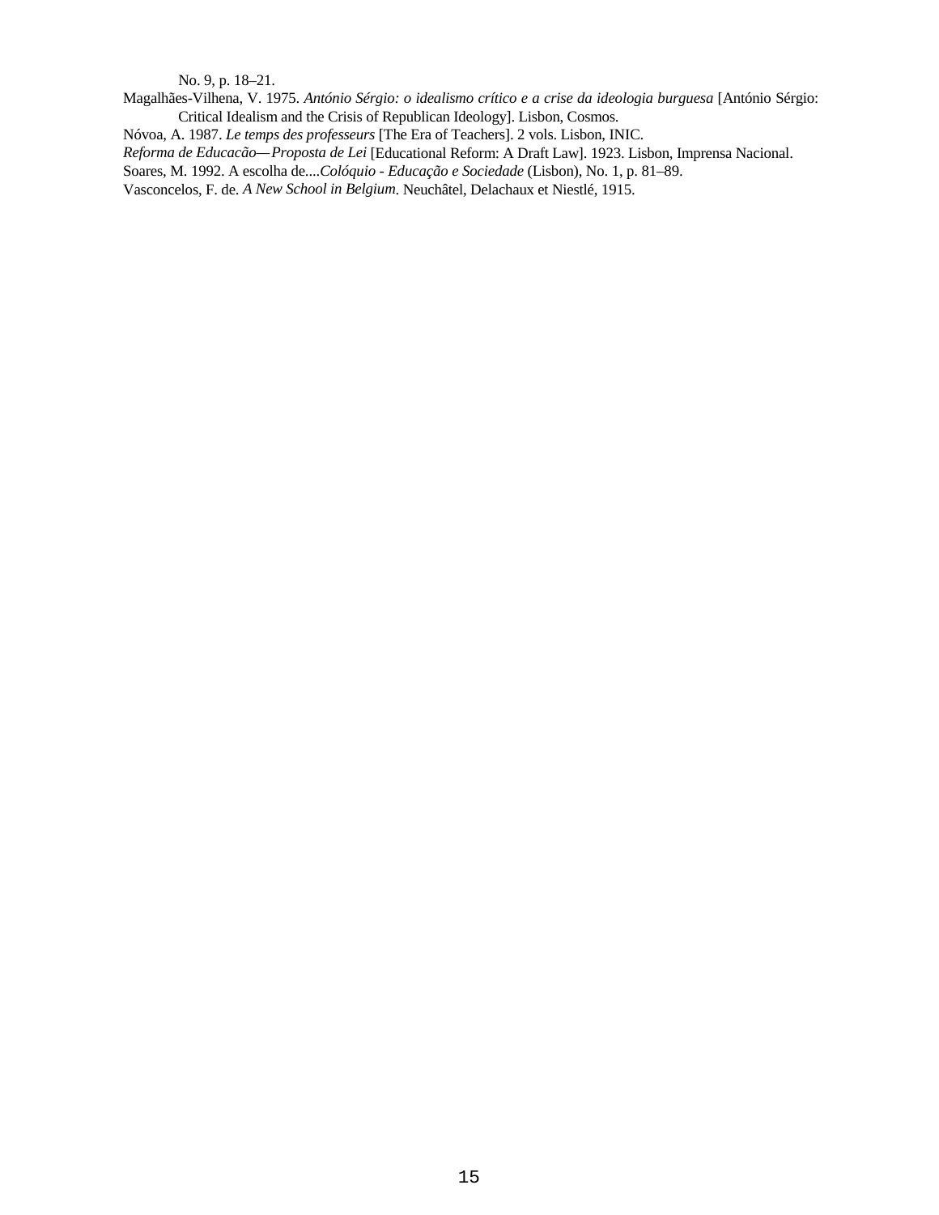No. 9, p. 18–21.

Magalhães-Vilhena, V. 1975. *António Sérgio: o idealismo crítico e a crise da ideologia burguesa* [António Sérgio: Critical Idealism and the Crisis of Republican Ideology]. Lisbon, Cosmos.

Nóvoa, A. 1987. *Le temps des professeurs* [The Era of Teachers]. 2 vols. Lisbon, INIC.

*Reforma de Educacão—Proposta de Lei* [Educational Reform: A Draft Law]. 1923. Lisbon, Imprensa Nacional.

Soares, M. 1992. A escolha de....*Colóquio - Educação e Sociedade* (Lisbon), No. 1, p. 81–89.

Vasconcelos, F. de. *A New School in Belgium*. Neuchâtel, Delachaux et Niestlé, 1915.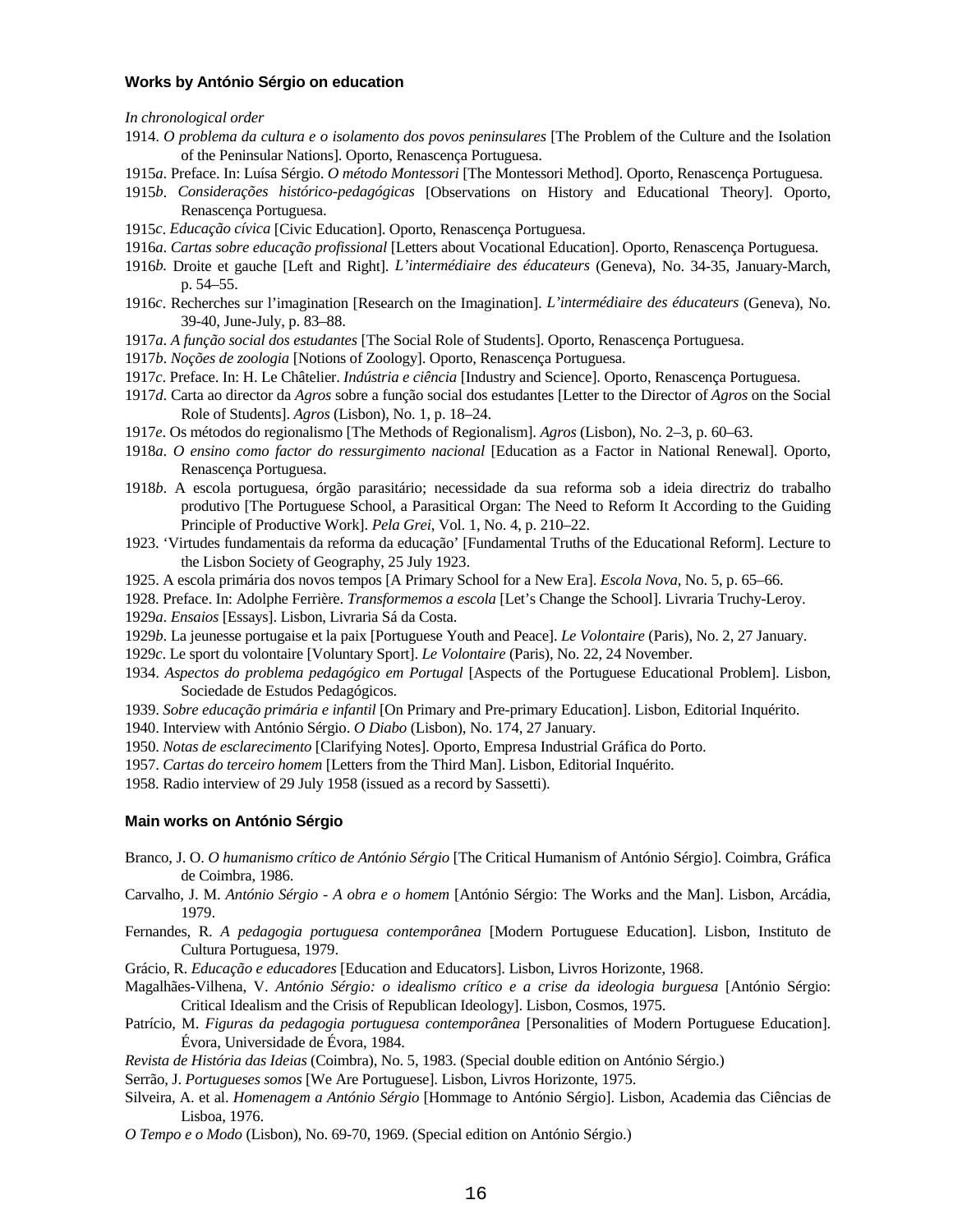### Works by António Sérgio on education

*In chronological order*

1914. *O problema da cultura e o isolamento dos povos peninsulares* [The Problem of the Culture and the Isolation of the Peninsular Nations]. Oporto, Renascença Portuguesa.

1915*a*. Preface. In: Luísa Sérgio. *O método Montessori* [The Montessori Method]. Oporto, Renascença Portuguesa.

1915*b*. *Considerações histórico-pedagógicas* [Observations on History and Educational Theory]. Oporto, Renascença Portuguesa.

1915*c*. *Educação cívica* [Civic Education]. Oporto, Renascença Portuguesa.

1916*a*. *Cartas sobre educação profissional* [Letters about Vocational Education]. Oporto, Renascença Portuguesa.

1916*b*. Droite et gauche [Left and Right]. *L'intermédiaire des éducateurs* (Geneva), No. 34-35, January-March, p. 54–55.

1916*c*. Recherches sur l'imagination [Research on the Imagination]. *L'intermédiaire des éducateurs* (Geneva), No. 39-40, June-July, p. 83–88.

1917*a*. *A função social dos estudantes* [The Social Role of Students]. Oporto, Renascença Portuguesa.

1917*b*. *Noções de zoologia* [Notions of Zoology]. Oporto, Renascença Portuguesa.

1917*c*. Preface. In: H. Le Châtelier. *Indústria e ciência* [Industry and Science]. Oporto, Renascença Portuguesa.

1917*d*. Carta ao director da *Agros* sobre a função social dos estudantes [Letter to the Director of *Agros* on the Social Role of Students]. *Agros* (Lisbon), No. 1, p. 18–24.

1917*e*. Os métodos do regionalismo [The Methods of Regionalism]. *Agros* (Lisbon), No. 2–3, p. 60–63.

1918*a*. *O ensino como factor do ressurgimento nacional* [Education as a Factor in National Renewal]. Oporto, Renascença Portuguesa.

1918*b*. A escola portuguesa, órgão parasitário; necessidade da sua reforma sob a ideia directriz do trabalho produtivo [The Portuguese School, a Parasitical Organ: The Need to Reform It According to the Guiding Principle of Productive Work]. *Pela Grei*, Vol. 1, No. 4, p. 210–22.

1923. 'Virtudes fundamentais da reforma da educação' [Fundamental Truths of the Educational Reform]. Lecture to the Lisbon Society of Geography, 25 July 1923.

1925. A escola primária dos novos tempos [A Primary School for a New Era]. *Escola Nova*, No. 5, p. 65–66.

1928. Preface. In: Adolphe Ferrière. *Transformemos a escola* [Let's Change the School]. Livraria Truchy-Leroy.

1929*a*. *Ensaios* [Essays]. Lisbon, Livraria Sá da Costa.

1929*b*. La jeunesse portugaise et la paix [Portuguese Youth and Peace]. *Le Volontaire* (Paris), No. 2, 27 January.

1929*c*. Le sport du volontaire [Voluntary Sport]. *Le Volontaire* (Paris), No. 22, 24 November.

1934. *Aspectos do problema pedagógico em Portugal* [Aspects of the Portuguese Educational Problem]. Lisbon, Sociedade de Estudos Pedagógicos.

1939. *Sobre educação primária e infantil* [On Primary and Pre-primary Education]. Lisbon, Editorial Inquérito.

1940. Interview with António Sérgio. *O Diabo* (Lisbon), No. 174, 27 January.

1950. *Notas de esclarecimento* [Clarifying Notes]. Oporto, Empresa Industrial Gráfica do Porto.

1957. *Cartas do terceiro homem* [Letters from the Third Man]. Lisbon, Editorial Inquérito.

1958. Radio interview of 29 July 1958 (issued as a record by Sassetti).

### Main works on António Sérgio

Branco, J. O. *O humanismo crítico de António Sérgio* [The Critical Humanism of António Sérgio]. Coimbra, Gráfica de Coimbra, 1986.

Carvalho, J. M. *António Sérgio - A obra e o homem* [António Sérgio: The Works and the Man]. Lisbon, Arcádia, 1979.

Fernandes, R. *A pedagogia portuguesa contemporânea* [Modern Portuguese Education]. Lisbon, Instituto de Cultura Portuguesa, 1979.

Grácio, R. *Educação e educadores* [Education and Educators]. Lisbon, Livros Horizonte, 1968.

Magalhães-Vilhena, V. *António Sérgio: o idealismo crítico e a crise da ideologia burguesa* [António Sérgio: Critical Idealism and the Crisis of Republican Ideology]. Lisbon, Cosmos, 1975.

Patrício, M. *Figuras da pedagogia portuguesa contemporânea* [Personalities of Modern Portuguese Education]. Évora, Universidade de Évora, 1984.

*Revista de História das Ideias* (Coimbra), No. 5, 1983. (Special double edition on António Sérgio.)

Serrão, J. *Portugueses somos* [We Are Portuguese]. Lisbon, Livros Horizonte, 1975.

Silveira, A. et al. *Homenagem a António Sérgio* [Hommage to António Sérgio]. Lisbon, Academia das Ciências de Lisboa, 1976.

*O Tempo e o Modo* (Lisbon), No. 69-70, 1969. (Special edition on António Sérgio.)